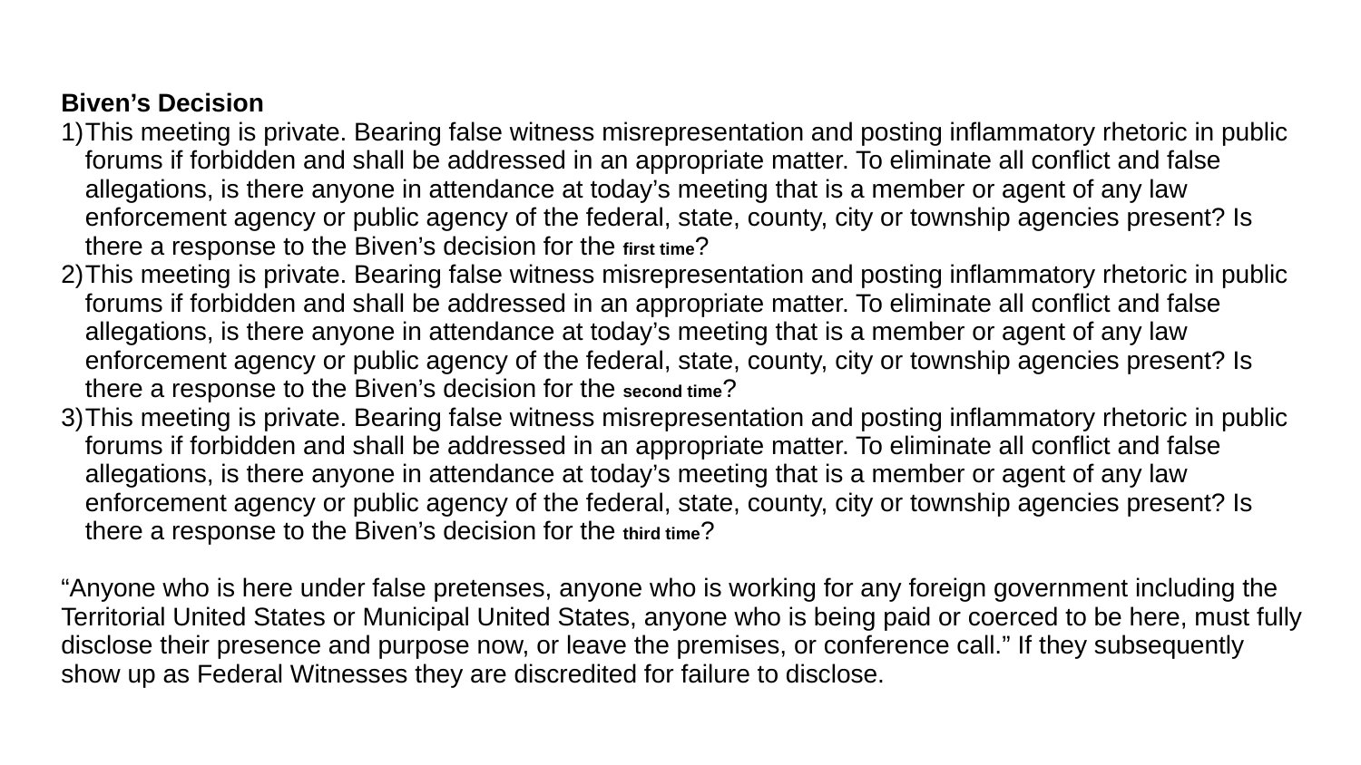**Biven's Decision**

1) This meeting is private. Bearing false witness misrepresentation and posting inflammatory rhetoric in public forums if forbidden and shall be addressed in an appropriate matter. To eliminate all conflict and false allegations, is there anyone in attendance at today's meeting that is a member or agent of any law enforcement agency or public agency of the federal, state, county, city or township agencies present? Is there a response to the Biven's decision for the first time?
2) This meeting is private. Bearing false witness misrepresentation and posting inflammatory rhetoric in public forums if forbidden and shall be addressed in an appropriate matter. To eliminate all conflict and false allegations, is there anyone in attendance at today's meeting that is a member or agent of any law enforcement agency or public agency of the federal, state, county, city or township agencies present? Is there a response to the Biven's decision for the second time?
3) This meeting is private. Bearing false witness misrepresentation and posting inflammatory rhetoric in public forums if forbidden and shall be addressed in an appropriate matter. To eliminate all conflict and false allegations, is there anyone in attendance at today's meeting that is a member or agent of any law enforcement agency or public agency of the federal, state, county, city or township agencies present? Is there a response to the Biven's decision for the third time?

"Anyone who is here under false pretenses, anyone who is working for any foreign government including the Territorial United States or Municipal United States, anyone who is being paid or coerced to be here, must fully disclose their presence and purpose now, or leave the premises, or conference call." If they subsequently show up as Federal Witnesses they are discredited for failure to disclose.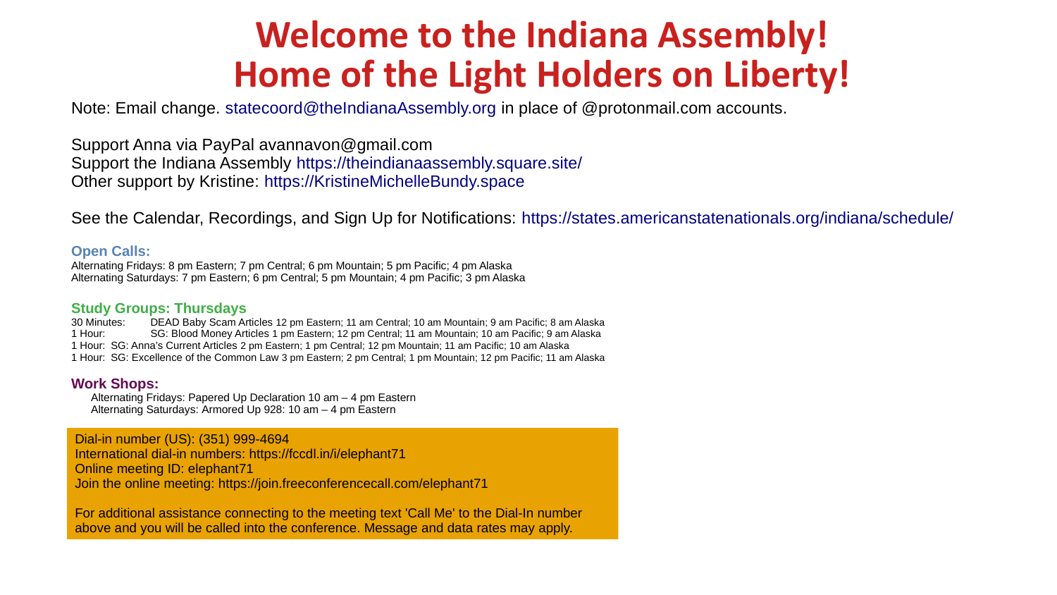# Welcome to the Indiana Assembly!
# Home of the Light Holders on Liberty!

Note: Email change. statecoord@theIndianaAssembly.org in place of @protonmail.com accounts.

Support Anna via PayPal avannavon@gmail.com
Support the Indiana Assembly https://theindianaassembly.square.site/
Other support by Kristine: https://KristineMichelleBundy.space

See the Calendar, Recordings, and Sign Up for Notifications: https://states.americanstatenationals.org/indiana/schedule/

### Open Calls:

Alternating Fridays: 8 pm Eastern; 7 pm Central; 6 pm Mountain; 5 pm Pacific; 4 pm Alaska
Alternating Saturdays: 7 pm Eastern; 6 pm Central; 5 pm Mountain; 4 pm Pacific; 3 pm Alaska

### Study Groups: Thursdays

30 Minutes: DEAD Baby Scam Articles 12 pm Eastern; 11 am Central; 10 am Mountain; 9 am Pacific; 8 am Alaska
1 Hour: SG: Blood Money Articles 1 pm Eastern; 12 pm Central; 11 am Mountain; 10 am Pacific; 9 am Alaska
1 Hour: SG: Anna's Current Articles 2 pm Eastern; 1 pm Central; 12 pm Mountain; 11 am Pacific; 10 am Alaska
1 Hour: SG: Excellence of the Common Law 3 pm Eastern; 2 pm Central; 1 pm Mountain; 12 pm Pacific; 11 am Alaska

### Work Shops:

Alternating Fridays: Papered Up Declaration 10 am – 4 pm Eastern
Alternating Saturdays: Armored Up 928: 10 am – 4 pm Eastern

Dial-in number (US): (351) 999-4694
International dial-in numbers: https://fccdl.in/i/elephant71
Online meeting ID: elephant71
Join the online meeting: https://join.freeconferencecall.com/elephant71

For additional assistance connecting to the meeting text 'Call Me' to the Dial-In number above and you will be called into the conference. Message and data rates may apply.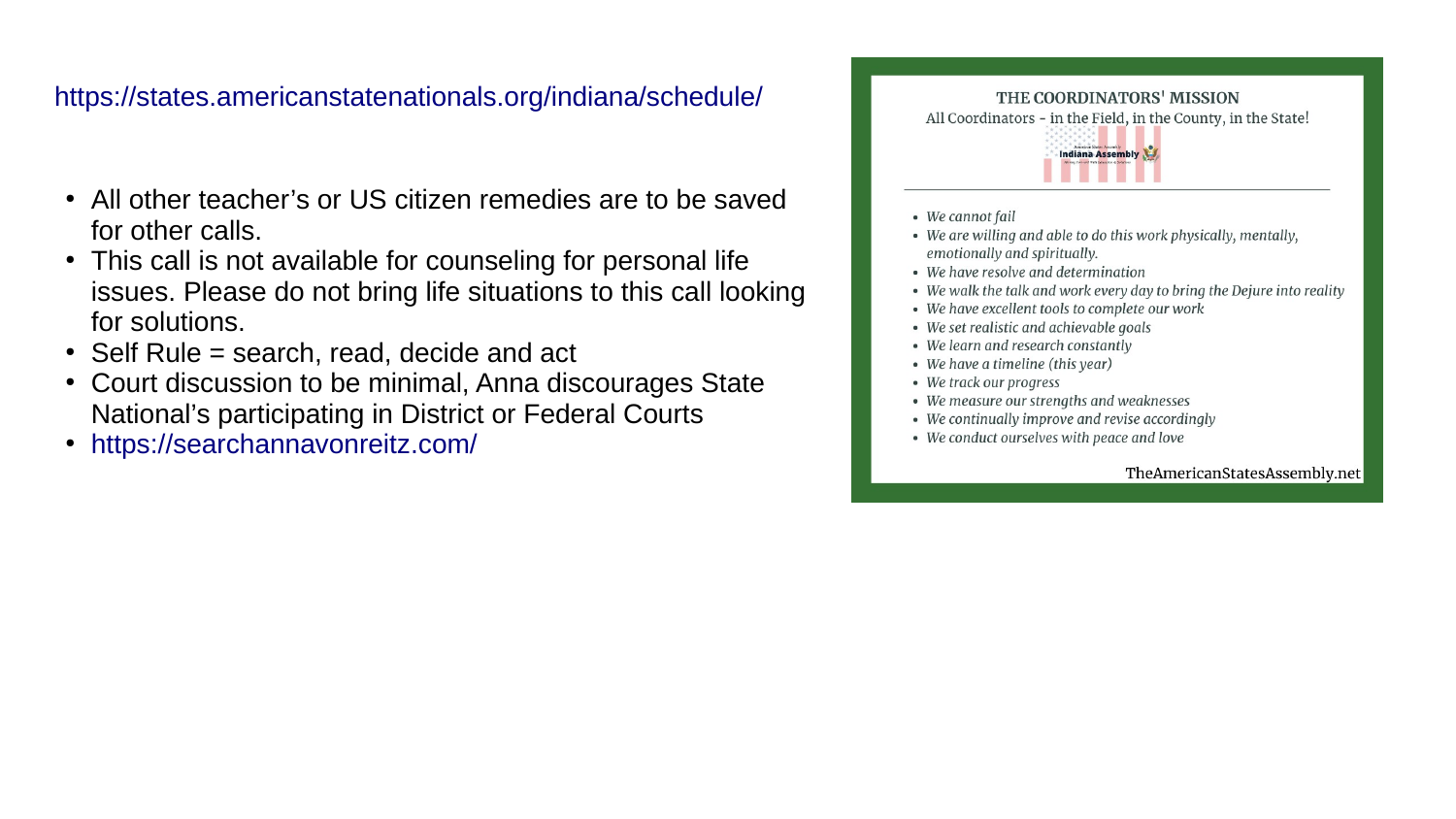https://states.americanstatenationals.org/indiana/schedule/

- All other teacher's or US citizen remedies are to be saved for other calls.
- This call is not available for counseling for personal life issues. Please do not bring life situations to this call looking for solutions.
- Self Rule = search, read, decide and act
- Court discussion to be minimal, Anna discourages State National's participating in District or Federal Courts
- https://searchannavonreitz.com/

THE COORDINATORS' MISSION

All Coordinators - in the Field, in the County, in the State!

Indiana Assembly

- *We cannot fail*
- *We are willing and able to do this work physically, mentally, emotionally and spiritually.*
- *We have resolve and determination*
- *We walk the talk and work every day to bring the Dejure into reality*
- *We have excellent tools to complete our work*
- *We set realistic and achievable goals*
- *We learn and research constantly*
- *We have a timeline (this year)*
- *We track our progress*
- *We measure our strengths and weaknesses*
- *We continually improve and revise accordingly*
- *We conduct ourselves with peace and love*

TheAmericanStatesAssembly.net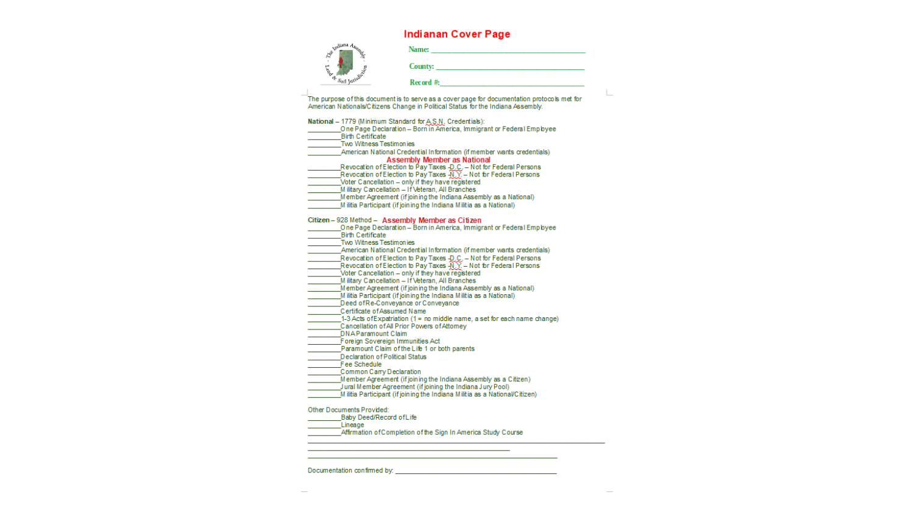# Indianan Cover Page

Name: ________________________________

County: ________________________________

Record #: ________________________________

The purpose of this document is to serve as a cover page for documentation protocols met for American Nationals/Citizens Change in Political Status for the Indiana Assembly.

**National** – 1779 (Minimum Standard for A.S.N. Credentials):

__________One Page Declaration – Born in America, Immigrant or Federal Employee
__________Birth Certificate
__________Two Witness Testimonies
__________American National Credential Information (if member wants credentials)

**Assembly Member as National**

__________Revocation of Election to Pay Taxes -D.C. – Not for Federal Persons
__________Revocation of Election to Pay Taxes -N.Y. – Not for Federal Persons
__________Voter Cancellation – only if they have registered
__________Military Cancellation – If Veteran, All Branches
__________Member Agreement (if joining the Indiana Assembly as a National)
__________Militia Participant (if joining the Indiana Militia as a National)

**Citizen** – 928 Method – **Assembly Member as Citizen**

__________One Page Declaration – Born in America, Immigrant or Federal Employee
__________Birth Certificate
__________Two Witness Testimonies
__________American National Credential Information (if member wants credentials)
__________Revocation of Election to Pay Taxes -D.C. – Not for Federal Persons
__________Revocation of Election to Pay Taxes -N.Y. – Not for Federal Persons
__________Voter Cancellation – only if they have registered
__________Military Cancellation – If Veteran, All Branches
__________Member Agreement (if joining the Indiana Assembly as a National)
__________Militia Participant (if joining the Indiana Militia as a National)
__________Deed of Re-Conveyance or Conveyance
__________Certificate of Assumed Name
__________1-3 Acts of Expatriation (1 = no middle name, a set for each name change)
__________Cancellation of All Prior Powers of Attorney
__________DNA Paramount Claim
__________Foreign Sovereign Immunities Act
__________Paramount Claim of the Life 1 or both parents
__________Declaration of Political Status
__________Fee Schedule
__________Common Carry Declaration
__________Member Agreement (if joining the Indiana Assembly as a Citizen)
__________Jural Member Agreement (if joining the Indiana Jury Pool)
__________Militia Participant (if joining the Indiana Militia as a National/Citizen)

Other Documents Provided:

__________Baby Deed/Record of Life
__________Lineage
__________Affirmation of Completion of the Sign In America Study Course

________________________________________________________________________________

______________________________________________________

________________________________________________________________

Documentation confirmed by: ____________________________________________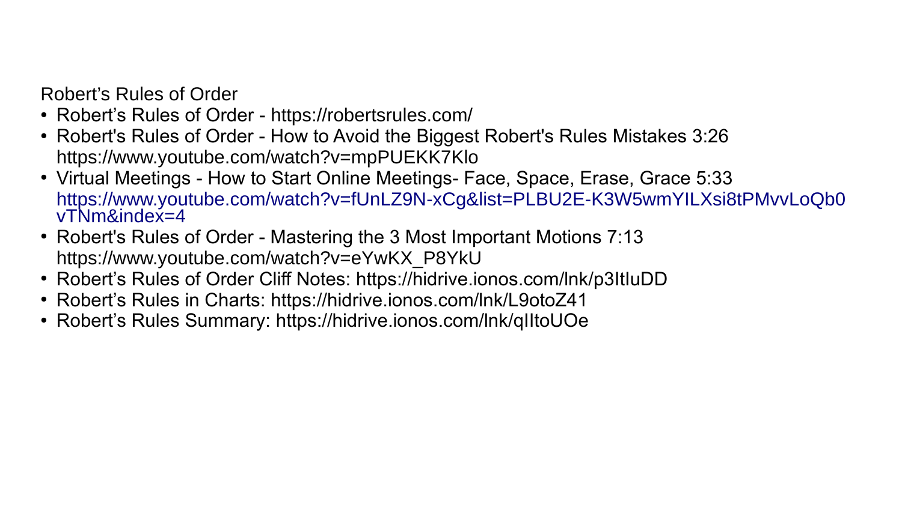Robert’s Rules of Order

- Robert’s Rules of Order - https://robertsrules.com/
- Robert's Rules of Order - How to Avoid the Biggest Robert's Rules Mistakes 3:26 https://www.youtube.com/watch?v=mpPUEKK7Klo
- Virtual Meetings - How to Start Online Meetings- Face, Space, Erase, Grace 5:33 https://www.youtube.com/watch?v=fUnLZ9N-xCg&list=PLBU2E-K3W5wmYILXsi8tPMvvLoQb0vTNm&index=4
- Robert's Rules of Order - Mastering the 3 Most Important Motions 7:13 https://www.youtube.com/watch?v=eYwKX_P8YkU
- Robert’s Rules of Order Cliff Notes: https://hidrive.ionos.com/lnk/p3ItIuDD
- Robert’s Rules in Charts: https://hidrive.ionos.com/lnk/L9otoZ41
- Robert’s Rules Summary: https://hidrive.ionos.com/lnk/qIItoUOe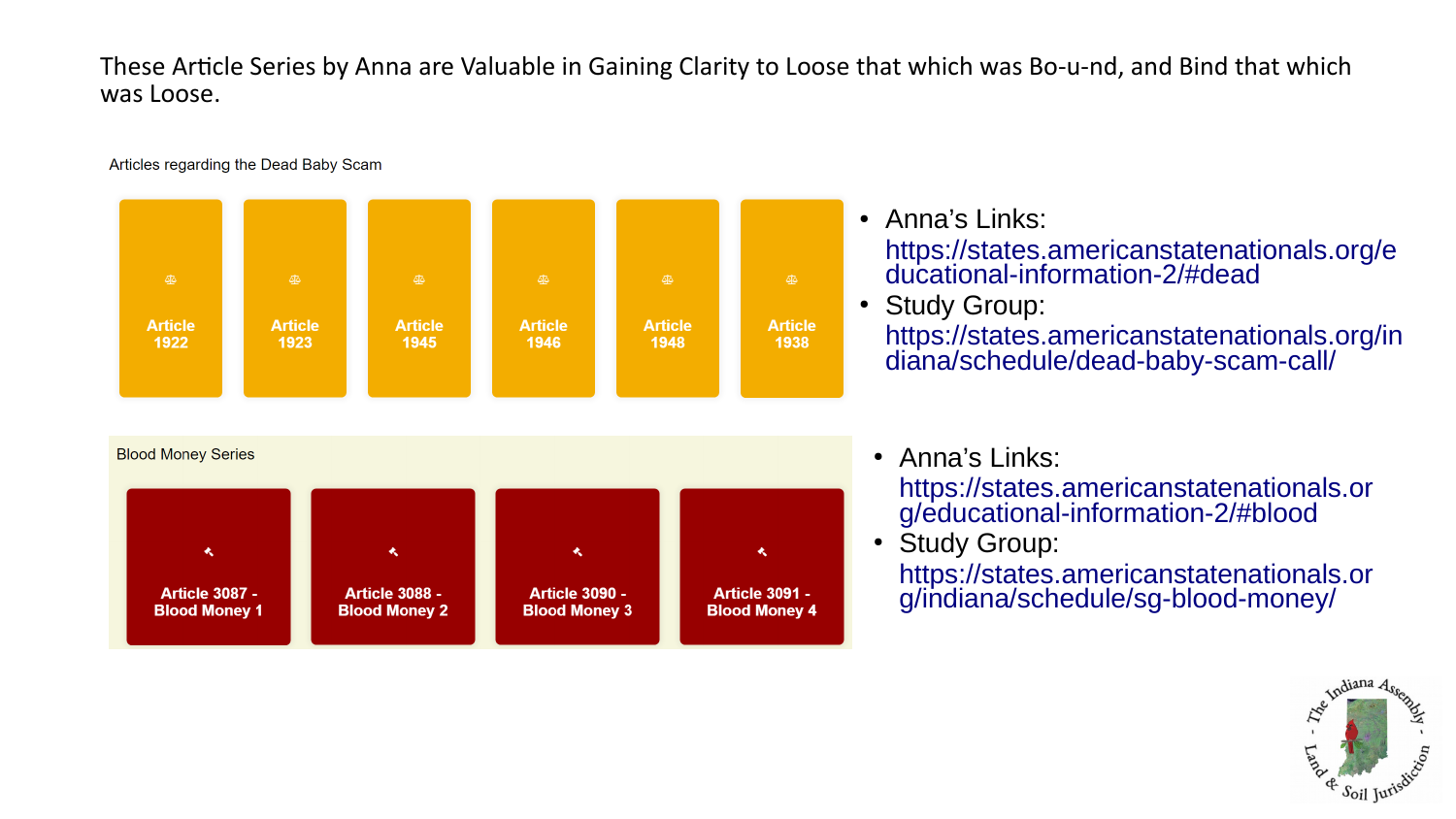These Article Series by Anna are Valuable in Gaining Clarity to Loose that which was Bo-u-nd, and Bind that which was Loose.

Articles regarding the Dead Baby Scam

- Article 1922
- Article 1923
- Article 1945
- Article 1946
- Article 1948
- Article 1938

- Anna's Links: https://states.americanstatenationals.org/educational-information-2/#dead
- Study Group: https://states.americanstatenationals.org/indiana/schedule/dead-baby-scam-call/

Blood Money Series

- Article 3087 - Blood Money 1
- Article 3088 - Blood Money 2
- Article 3090 - Blood Money 3
- Article 3091 - Blood Money 4

- Anna's Links: https://states.americanstatenationals.org/educational-information-2/#blood
- Study Group: https://states.americanstatenationals.org/indiana/schedule/sg-blood-money/

The Indiana Assembly - Land & Soil Jurisdiction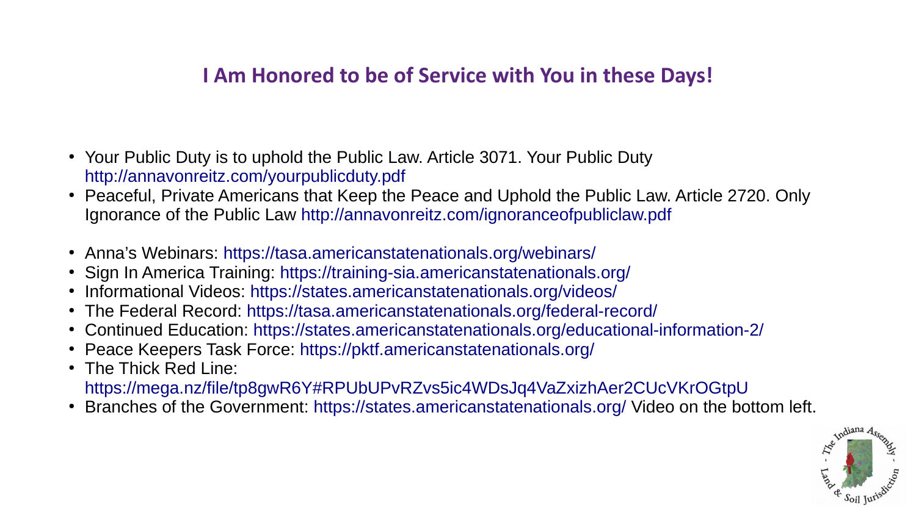## I Am Honored to be of Service with You in these Days!

- Your Public Duty is to uphold the Public Law. Article 3071. Your Public Duty http://annavonreitz.com/yourpublicduty.pdf
- Peaceful, Private Americans that Keep the Peace and Uphold the Public Law. Article 2720. Only Ignorance of the Public Law http://annavonreitz.com/ignoranceofpubliclaw.pdf

- Anna's Webinars: https://tasa.americanstatenationals.org/webinars/
- Sign In America Training: https://training-sia.americanstatenationals.org/
- Informational Videos: https://states.americanstatenationals.org/videos/
- The Federal Record: https://tasa.americanstatenationals.org/federal-record/
- Continued Education: https://states.americanstatenationals.org/educational-information-2/
- Peace Keepers Task Force: https://pktf.americanstatenationals.org/
- The Thick Red Line: https://mega.nz/file/tp8gwR6Y#RPUbUPvRZvs5ic4WDsJq4VaZxizhAer2CUcVKrOGtpU
- Branches of the Government: https://states.americanstatenationals.org/ Video on the bottom left.

- The Indiana Assembly - Land & Soil Jurisdiction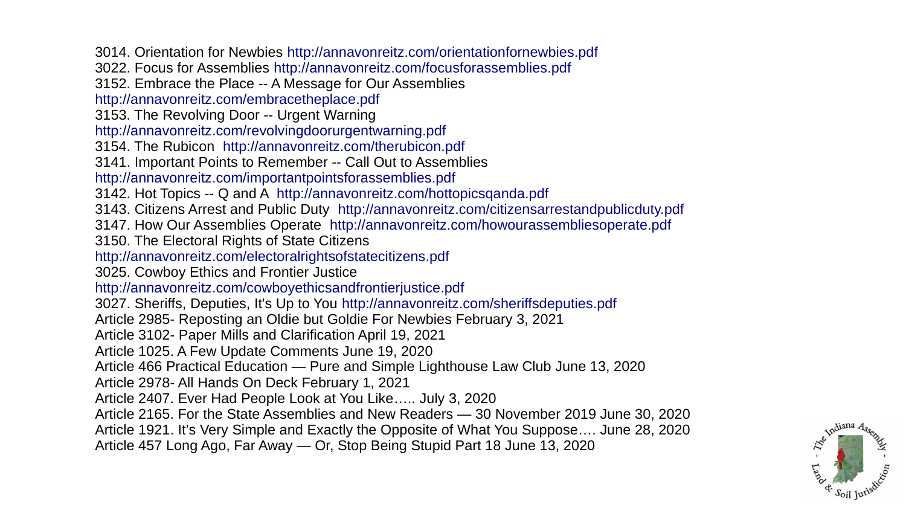3014. Orientation for Newbies http://annavonreitz.com/orientationfornewbies.pdf
3022. Focus for Assemblies http://annavonreitz.com/focusforassemblies.pdf
3152. Embrace the Place -- A Message for Our Assemblies
http://annavonreitz.com/embracetheplace.pdf
3153. The Revolving Door -- Urgent Warning
http://annavonreitz.com/revolvingdoorurgentwarning.pdf
3154. The Rubicon http://annavonreitz.com/therubicon.pdf
3141. Important Points to Remember -- Call Out to Assemblies
http://annavonreitz.com/importantpointsforassemblies.pdf
3142. Hot Topics -- Q and A http://annavonreitz.com/hottopicsqanda.pdf
3143. Citizens Arrest and Public Duty http://annavonreitz.com/citizensarrestandpublicduty.pdf
3147. How Our Assemblies Operate http://annavonreitz.com/howourassembliesoperate.pdf
3150. The Electoral Rights of State Citizens
http://annavonreitz.com/electoralrightsofstatecitizens.pdf
3025. Cowboy Ethics and Frontier Justice
http://annavonreitz.com/cowboyethicsandfrontierjustice.pdf
3027. Sheriffs, Deputies, It's Up to You http://annavonreitz.com/sheriffsdeputies.pdf
Article 2985- Reposting an Oldie but Goldie For Newbies February 3, 2021
Article 3102- Paper Mills and Clarification April 19, 2021
Article 1025. A Few Update Comments June 19, 2020
Article 466 Practical Education — Pure and Simple Lighthouse Law Club June 13, 2020
Article 2978- All Hands On Deck February 1, 2021
Article 2407. Ever Had People Look at You Like….. July 3, 2020
Article 2165. For the State Assemblies and New Readers — 30 November 2019 June 30, 2020
Article 1921. It's Very Simple and Exactly the Opposite of What You Suppose…. June 28, 2020
Article 457 Long Ago, Far Away — Or, Stop Being Stupid Part 18 June 13, 2020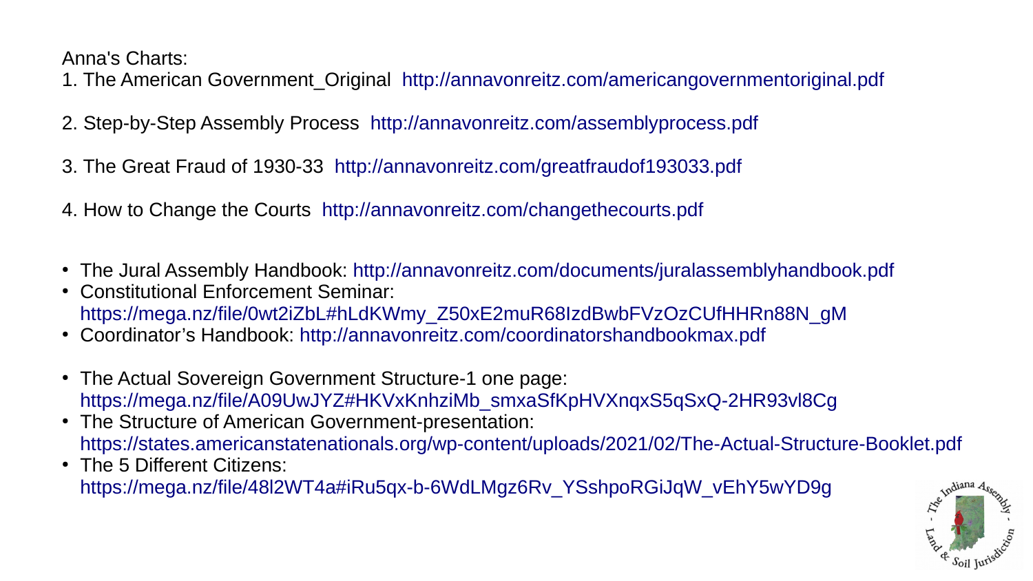Anna's Charts:

1. The American Government_Original http://annavonreitz.com/americangovernmentoriginal.pdf

2. Step-by-Step Assembly Process http://annavonreitz.com/assemblyprocess.pdf

3. The Great Fraud of 1930-33 http://annavonreitz.com/greatfraudof193033.pdf

4. How to Change the Courts http://annavonreitz.com/changethecourts.pdf

- The Jural Assembly Handbook: http://annavonreitz.com/documents/juralassemblyhandbook.pdf
- Constitutional Enforcement Seminar: https://mega.nz/file/0wt2iZbL#hLdKWmy_Z50xE2muR68IzdBwbFVzOzCUfHHRn88N_gM
- Coordinator's Handbook: http://annavonreitz.com/coordinatorshandbookmax.pdf

- The Actual Sovereign Government Structure-1 one page: https://mega.nz/file/A09UwJYZ#HKVxKnhziMb_smxaSfKpHVXnqxS5qSxQ-2HR93vl8Cg
- The Structure of American Government-presentation: https://states.americanstatenationals.org/wp-content/uploads/2021/02/The-Actual-Structure-Booklet.pdf
- The 5 Different Citizens: https://mega.nz/file/48l2WT4a#iRu5qx-b-6WdLMgz6Rv_YSshpoRGiJqW_vEhY5wYD9g

The Indiana Assembly - Land & Soil Jurisdiction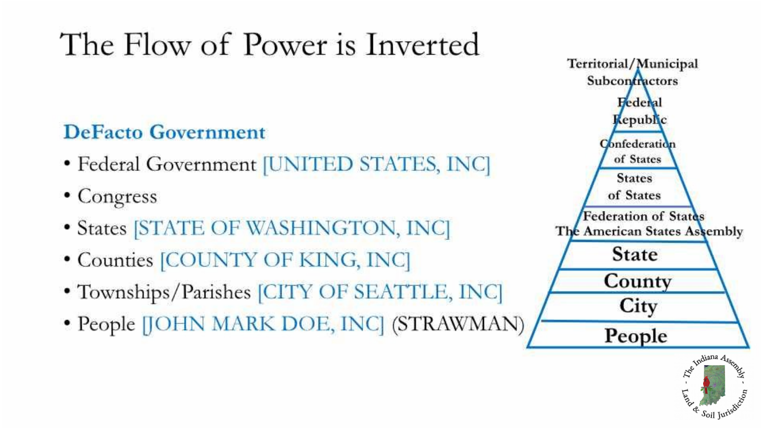# The Flow of Power is Inverted

### DeFacto Government

- Federal Government [UNITED STATES, INC]
- Congress
- States [STATE OF WASHINGTON, INC]
- Counties [COUNTY OF KING, INC]
- Townships/Parishes [CITY OF SEATTLE, INC]
- People [JOHN MARK DOE, INC] (STRAWMAN)

Territorial/Municipal Subcontractors

Federal Republic

Confederation of States

States of States

Federation of States
The American States Assembly

State

County

City

People

The Indiana Assembly - Land & Soil Jurisdiction -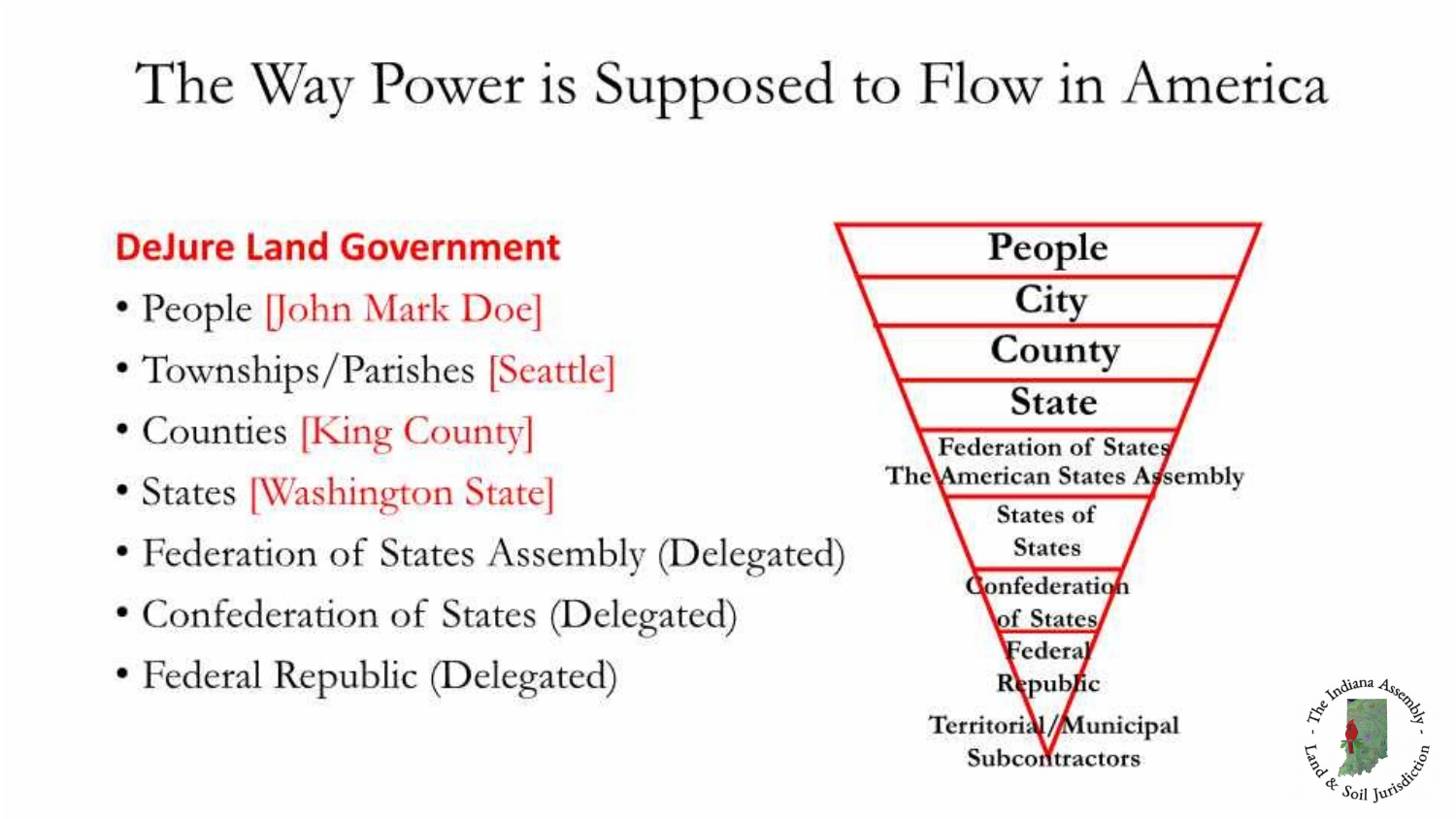# The Way Power is Supposed to Flow in America

## DeJure Land Government

- People [John Mark Doe]
- Townships/Parishes [Seattle]
- Counties [King County]
- States [Washington State]
- Federation of States Assembly (Delegated)
- Confederation of States (Delegated)
- Federal Republic (Delegated)

People

City

County

State

Federation of States
The American States Assembly

States of
States

Confederation
of States

Federal
Republic

Territorial/Municipal
Subcontractors

The Indiana Assembly - Land & Soil Jurisdiction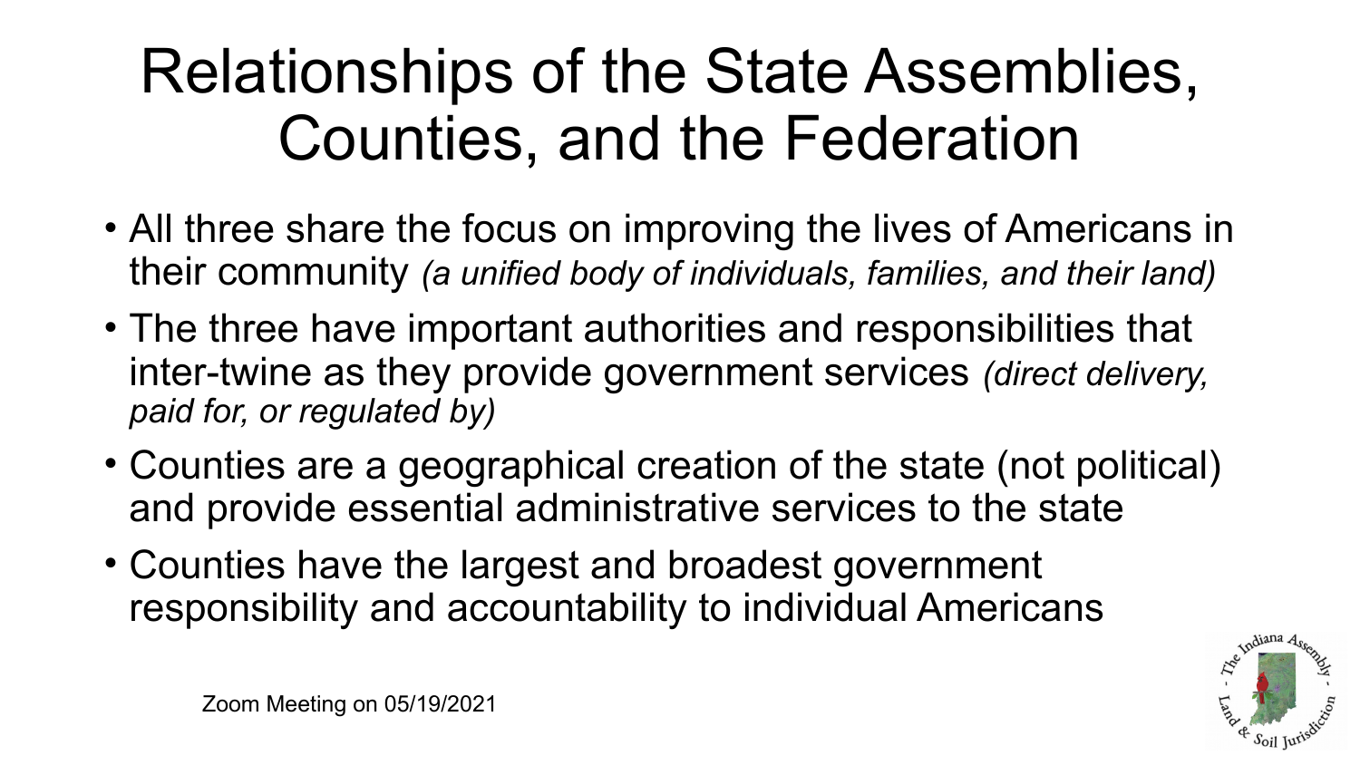# Relationships of the State Assemblies, Counties, and the Federation

- All three share the focus on improving the lives of Americans in their community *(a unified body of individuals, families, and their land)*
- The three have important authorities and responsibilities that inter-twine as they provide government services *(direct delivery, paid for, or regulated by)*
- Counties are a geographical creation of the state (not political) and provide essential administrative services to the state
- Counties have the largest and broadest government responsibility and accountability to individual Americans

Zoom Meeting on 05/19/2021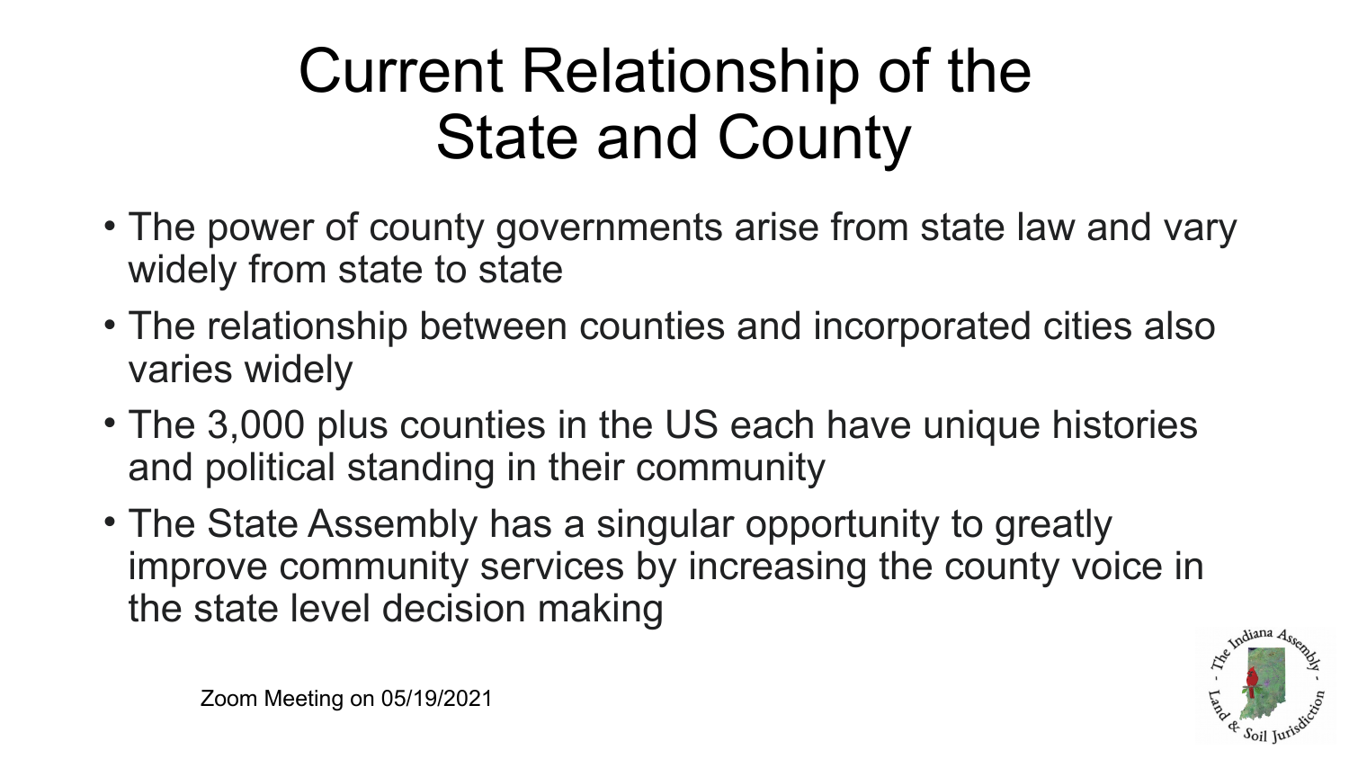# Current Relationship of the State and County

- The power of county governments arise from state law and vary widely from state to state
- The relationship between counties and incorporated cities also varies widely
- The 3,000 plus counties in the US each have unique histories and political standing in their community
- The State Assembly has a singular opportunity to greatly improve community services by increasing the county voice in the state level decision making

Zoom Meeting on 05/19/2021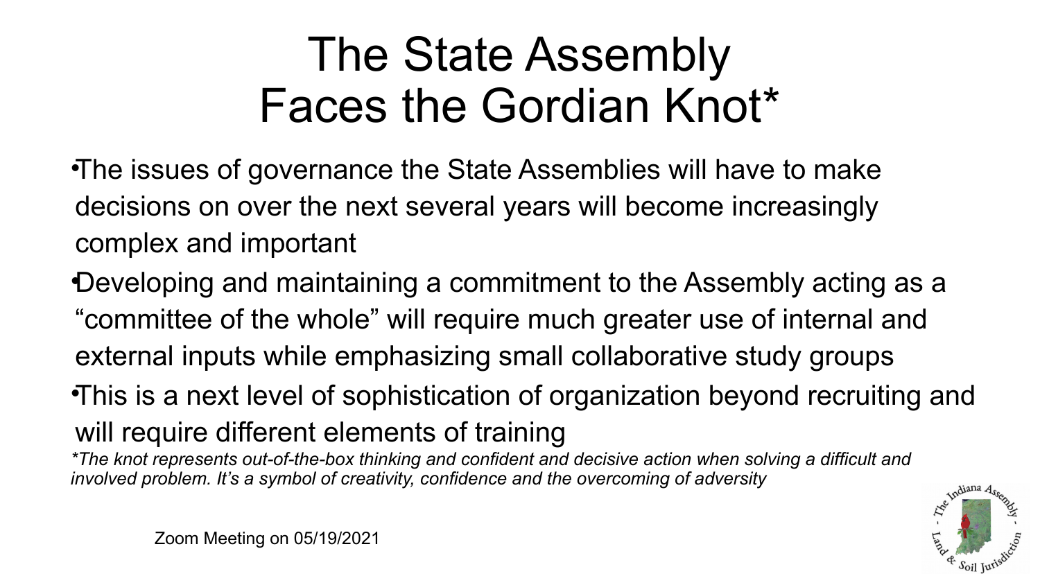# The State Assembly Faces the Gordian Knot*

- The issues of governance the State Assemblies will have to make decisions on over the next several years will become increasingly complex and important
- Developing and maintaining a commitment to the Assembly acting as a “committee of the whole” will require much greater use of internal and external inputs while emphasizing small collaborative study groups
- This is a next level of sophistication of organization beyond recruiting and will require different elements of training

*\*The knot represents out-of-the-box thinking and confident and decisive action when solving a difficult and involved problem. It’s a symbol of creativity, confidence and the overcoming of adversity*

Zoom Meeting on 05/19/2021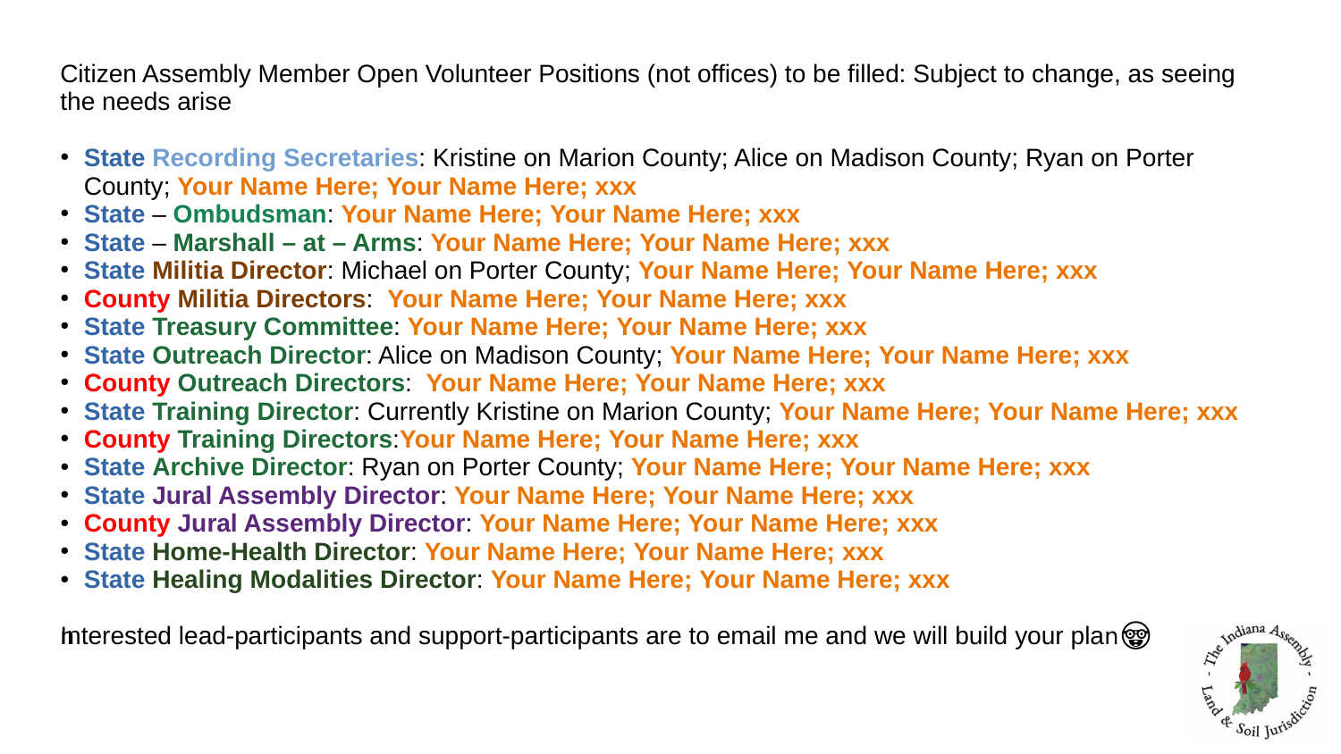Citizen Assembly Member Open Volunteer Positions (not offices) to be filled: Subject to change, as seeing the needs arise

- **State Recording Secretaries**: Kristine on Marion County; Alice on Madison County; Ryan on Porter County; **Your Name Here; Your Name Here; xxx**
- **State – Ombudsman**: **Your Name Here; Your Name Here; xxx**
- **State – Marshall – at – Arms**: **Your Name Here; Your Name Here; xxx**
- **State Militia Director**: Michael on Porter County; **Your Name Here; Your Name Here; xxx**
- **County Militia Directors**: **Your Name Here; Your Name Here; xxx**
- **State Treasury Committee**: **Your Name Here; Your Name Here; xxx**
- **State Outreach Director**: Alice on Madison County; **Your Name Here; Your Name Here; xxx**
- **County Outreach Directors**: **Your Name Here; Your Name Here; xxx**
- **State Training Director**: Currently Kristine on Marion County; **Your Name Here; Your Name Here; xxx**
- **County Training Directors**:**Your Name Here; Your Name Here; xxx**
- **State Archive Director**: Ryan on Porter County; **Your Name Here; Your Name Here; xxx**
- **State Jural Assembly Director**: **Your Name Here; Your Name Here; xxx**
- **County Jural Assembly Director**: **Your Name Here; Your Name Here; xxx**
- **State Home-Health Director**: **Your Name Here; Your Name Here; xxx**
- **State Healing Modalities Director**: **Your Name Here; Your Name Here; xxx**

Interested lead-participants and support-participants are to email me and we will build your plan🤓

The Indiana Assembly - Land & Soil Jurisdiction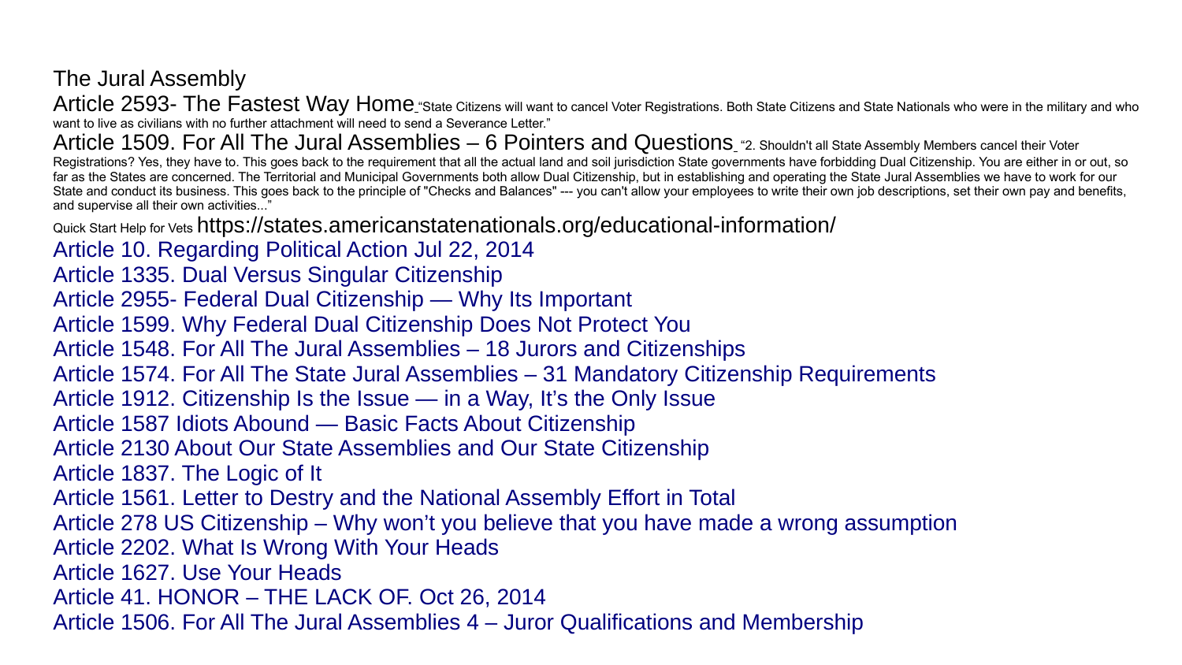The Jural Assembly

Article 2593- The Fastest Way Home "State Citizens will want to cancel Voter Registrations. Both State Citizens and State Nationals who were in the military and who want to live as civilians with no further attachment will need to send a Severance Letter."

Article 1509. For All The Jural Assemblies – 6 Pointers and Questions "2. Shouldn't all State Assembly Members cancel their Voter Registrations? Yes, they have to. This goes back to the requirement that all the actual land and soil jurisdiction State governments have forbidding Dual Citizenship. You are either in or out, so far as the States are concerned. The Territorial and Municipal Governments both allow Dual Citizenship, but in establishing and operating the State Jural Assemblies we have to work for our State and conduct its business. This goes back to the principle of "Checks and Balances" --- you can't allow your employees to write their own job descriptions, set their own pay and benefits, and supervise all their own activities..."

Quick Start Help for Vets https://states.americanstatenationals.org/educational-information/

Article 10. Regarding Political Action Jul 22, 2014

Article 1335. Dual Versus Singular Citizenship

Article 2955- Federal Dual Citizenship — Why Its Important

Article 1599. Why Federal Dual Citizenship Does Not Protect You

Article 1548. For All The Jural Assemblies – 18 Jurors and Citizenships

Article 1574. For All The State Jural Assemblies – 31 Mandatory Citizenship Requirements

Article 1912. Citizenship Is the Issue — in a Way, It's the Only Issue

Article 1587 Idiots Abound — Basic Facts About Citizenship

Article 2130 About Our State Assemblies and Our State Citizenship

Article 1837. The Logic of It

Article 1561. Letter to Destry and the National Assembly Effort in Total

Article 278 US Citizenship – Why won't you believe that you have made a wrong assumption

Article 2202. What Is Wrong With Your Heads

Article 1627. Use Your Heads

Article 41. HONOR – THE LACK OF. Oct 26, 2014

Article 1506. For All The Jural Assemblies 4 – Juror Qualifications and Membership